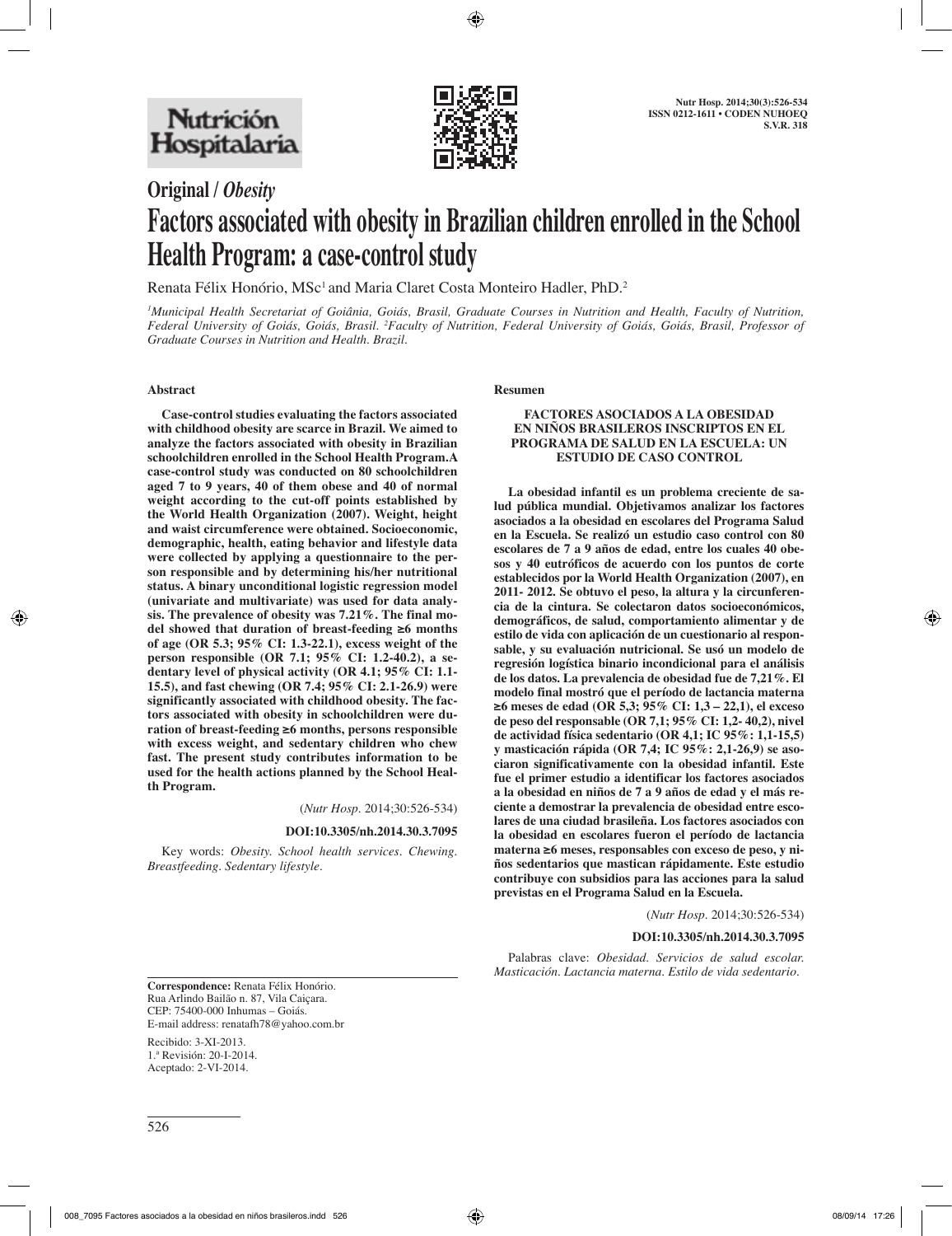**Original / *Obesity***

# Factors associated with obesity in Brazilian children enrolled in the School Health Program: a case-control study

Renata Félix Honório, MSc[1] and Maria Claret Costa Monteiro Hadler, PhD.[2]

*[1]Municipal Health Secretariat of Goiânia, Goiás, Brasil, Graduate Courses in Nutrition and Health, Faculty of Nutrition, Federal University of Goiás, Goiás, Brasil. [2]Faculty of Nutrition, Federal University of Goiás, Goiás, Brasil, Professor of Graduate Courses in Nutrition and Health. Brazil.*

## Abstract

**Case-control studies evaluating the factors associated with childhood obesity are scarce in Brazil. We aimed to analyze the factors associated with obesity in Brazilian schoolchildren enrolled in the School Health Program.A case-control study was conducted on 80 schoolchildren aged 7 to 9 years, 40 of them obese and 40 of normal weight according to the cut-off points established by the World Health Organization (2007). Weight, height and waist circumference were obtained. Socioeconomic, demographic, health, eating behavior and lifestyle data were collected by applying a questionnaire to the person responsible and by determining his/her nutritional status. A binary unconditional logistic regression model (univariate and multivariate) was used for data analysis. The prevalence of obesity was 7.21%. The final model showed that duration of breast-feeding ≥6 months of age (OR 5.3; 95% CI: 1.3-22.1), excess weight of the person responsible (OR 7.1; 95% CI: 1.2-40.2), a sedentary level of physical activity (OR 4.1; 95% CI: 1.1-15.5), and fast chewing (OR 7.4; 95% CI: 2.1-26.9) were significantly associated with childhood obesity. The factors associated with obesity in schoolchildren were duration of breast-feeding ≥6 months, persons responsible with excess weight, and sedentary children who chew fast. The present study contributes information to be used for the health actions planned by the School Health Program.**

(*Nutr Hosp*. 2014;30:526-534)

**DOI:10.3305/nh.2014.30.3.7095**

Key words: *Obesity. School health services. Chewing. Breastfeeding. Sedentary lifestyle.*

## Resumen

**FACTORES ASOCIADOS A LA OBESIDAD EN NIÑOS BRASILEROS INSCRIPTOS EN EL PROGRAMA DE SALUD EN LA ESCUELA: UN ESTUDIO DE CASO CONTROL**

**La obesidad infantil es un problema creciente de salud pública mundial. Objetivamos analizar los factores asociados a la obesidad en escolares del Programa Salud en la Escuela. Se realizó un estudio caso control con 80 escolares de 7 a 9 años de edad, entre los cuales 40 obesos y 40 eutróficos de acuerdo con los puntos de corte establecidos por la World Health Organization (2007), en 2011- 2012. Se obtuvo el peso, la altura y la circunferencia de la cintura. Se colectaron datos socioeconómicos, demográficos, de salud, comportamiento alimentar y de estilo de vida con aplicación de un cuestionario al responsable, y su evaluación nutricional. Se usó un modelo de regresión logística binario incondicional para el análisis de los datos. La prevalencia de obesidad fue de 7,21%. El modelo final mostró que el período de lactancia materna ≥6 meses de edad (OR 5,3; 95% CI: 1,3 – 22,1), el exceso de peso del responsable (OR 7,1; 95% CI: 1,2- 40,2), nivel de actividad física sedentario (OR 4,1; IC 95%: 1,1-15,5) y masticación rápida (OR 7,4; IC 95%: 2,1-26,9) se asociaron significativamente con la obesidad infantil. Este fue el primer estudio a identificar los factores asociados a la obesidad en niños de 7 a 9 años de edad y el más reciente a demostrar la prevalencia de obesidad entre escolares de una ciudad brasileña. Los factores asociados con la obesidad en escolares fueron el período de lactancia materna ≥6 meses, responsables con exceso de peso, y niños sedentarios que mastican rápidamente. Este estudio contribuye con subsidios para las acciones para la salud previstas en el Programa Salud en la Escuela.**

(*Nutr Hosp*. 2014;30:526-534)

**DOI:10.3305/nh.2014.30.3.7095**

Palabras clave: *Obesidad. Servicios de salud escolar. Masticación. Lactancia materna. Estilo de vida sedentario.*

---

**Correspondence:** Renata Félix Honório.
Rua Arlindo Bailão n. 87, Vila Caiçara.
CEP: 75400-000 Inhumas – Goiás.
E-mail address: renatafh78@yahoo.com.br

Recibido: 3-XI-2013.
1.ª Revisión: 20-I-2014.
Aceptado: 2-VI-2014.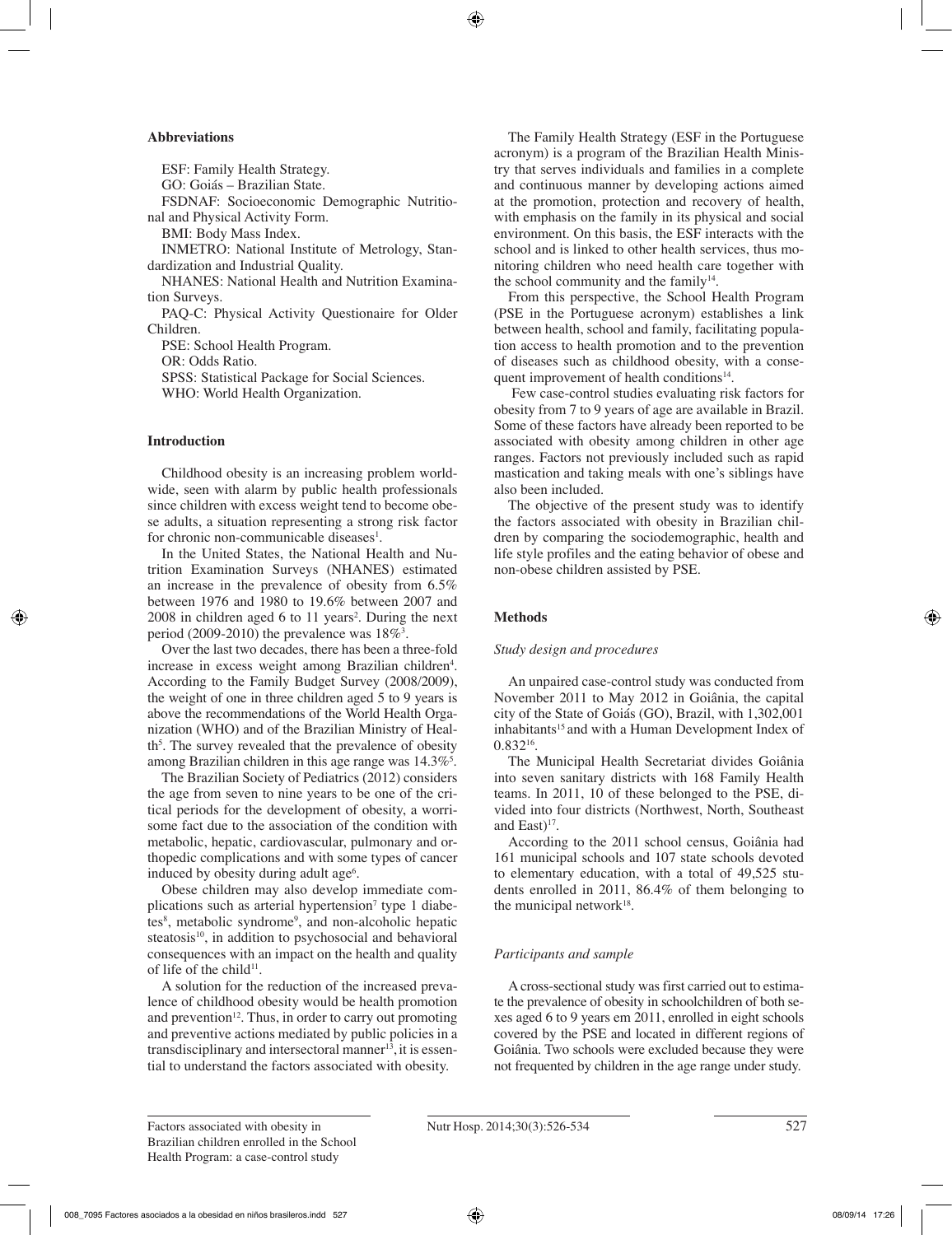## Abbreviations

ESF: Family Health Strategy.
GO: Goiás – Brazilian State.
FSDNAF: Socioeconomic Demographic Nutritional and Physical Activity Form.
BMI: Body Mass Index.
INMETRO: National Institute of Metrology, Standardization and Industrial Quality.
NHANES: National Health and Nutrition Examination Surveys.
PAQ-C: Physical Activity Questionaire for Older Children.
PSE: School Health Program.
OR: Odds Ratio.
SPSS: Statistical Package for Social Sciences.
WHO: World Health Organization.

## Introduction

Childhood obesity is an increasing problem worldwide, seen with alarm by public health professionals since children with excess weight tend to become obese adults, a situation representing a strong risk factor for chronic non-communicable diseases[1].

In the United States, the National Health and Nutrition Examination Surveys (NHANES) estimated an increase in the prevalence of obesity from 6.5% between 1976 and 1980 to 19.6% between 2007 and 2008 in children aged 6 to 11 years[2]. During the next period (2009-2010) the prevalence was 18%[3].

Over the last two decades, there has been a three-fold increase in excess weight among Brazilian children[4]. According to the Family Budget Survey (2008/2009), the weight of one in three children aged 5 to 9 years is above the recommendations of the World Health Organization (WHO) and of the Brazilian Ministry of Health[5]. The survey revealed that the prevalence of obesity among Brazilian children in this age range was 14.3%[5].

The Brazilian Society of Pediatrics (2012) considers the age from seven to nine years to be one of the critical periods for the development of obesity, a worrisome fact due to the association of the condition with metabolic, hepatic, cardiovascular, pulmonary and orthopedic complications and with some types of cancer induced by obesity during adult age[6].

Obese children may also develop immediate complications such as arterial hypertension[7] type 1 diabetes[8], metabolic syndrome[9], and non-alcoholic hepatic steatosis[10], in addition to psychosocial and behavioral consequences with an impact on the health and quality of life of the child[11].

A solution for the reduction of the increased prevalence of childhood obesity would be health promotion and prevention[12]. Thus, in order to carry out promoting and preventive actions mediated by public policies in a transdisciplinary and intersectoral manner[13], it is essential to understand the factors associated with obesity.

The Family Health Strategy (ESF in the Portuguese acronym) is a program of the Brazilian Health Ministry that serves individuals and families in a complete and continuous manner by developing actions aimed at the promotion, protection and recovery of health, with emphasis on the family in its physical and social environment. On this basis, the ESF interacts with the school and is linked to other health services, thus monitoring children who need health care together with the school community and the family[14].

From this perspective, the School Health Program (PSE in the Portuguese acronym) establishes a link between health, school and family, facilitating population access to health promotion and to the prevention of diseases such as childhood obesity, with a consequent improvement of health conditions[14].

Few case-control studies evaluating risk factors for obesity from 7 to 9 years of age are available in Brazil. Some of these factors have already been reported to be associated with obesity among children in other age ranges. Factors not previously included such as rapid mastication and taking meals with one's siblings have also been included.

The objective of the present study was to identify the factors associated with obesity in Brazilian children by comparing the sociodemographic, health and life style profiles and the eating behavior of obese and non-obese children assisted by PSE.

## Methods

### *Study design and procedures*

An unpaired case-control study was conducted from November 2011 to May 2012 in Goiânia, the capital city of the State of Goiás (GO), Brazil, with 1,302,001 inhabitants[15] and with a Human Development Index of 0.832[16].

The Municipal Health Secretariat divides Goiânia into seven sanitary districts with 168 Family Health teams. In 2011, 10 of these belonged to the PSE, divided into four districts (Northwest, North, Southeast and East)[17].

According to the 2011 school census, Goiânia had 161 municipal schools and 107 state schools devoted to elementary education, with a total of 49,525 students enrolled in 2011, 86.4% of them belonging to the municipal network[18].

### *Participants and sample*

A cross-sectional study was first carried out to estimate the prevalence of obesity in schoolchildren of both sexes aged 6 to 9 years em 2011, enrolled in eight schools covered by the PSE and located in different regions of Goiânia. Two schools were excluded because they were not frequented by children in the age range under study.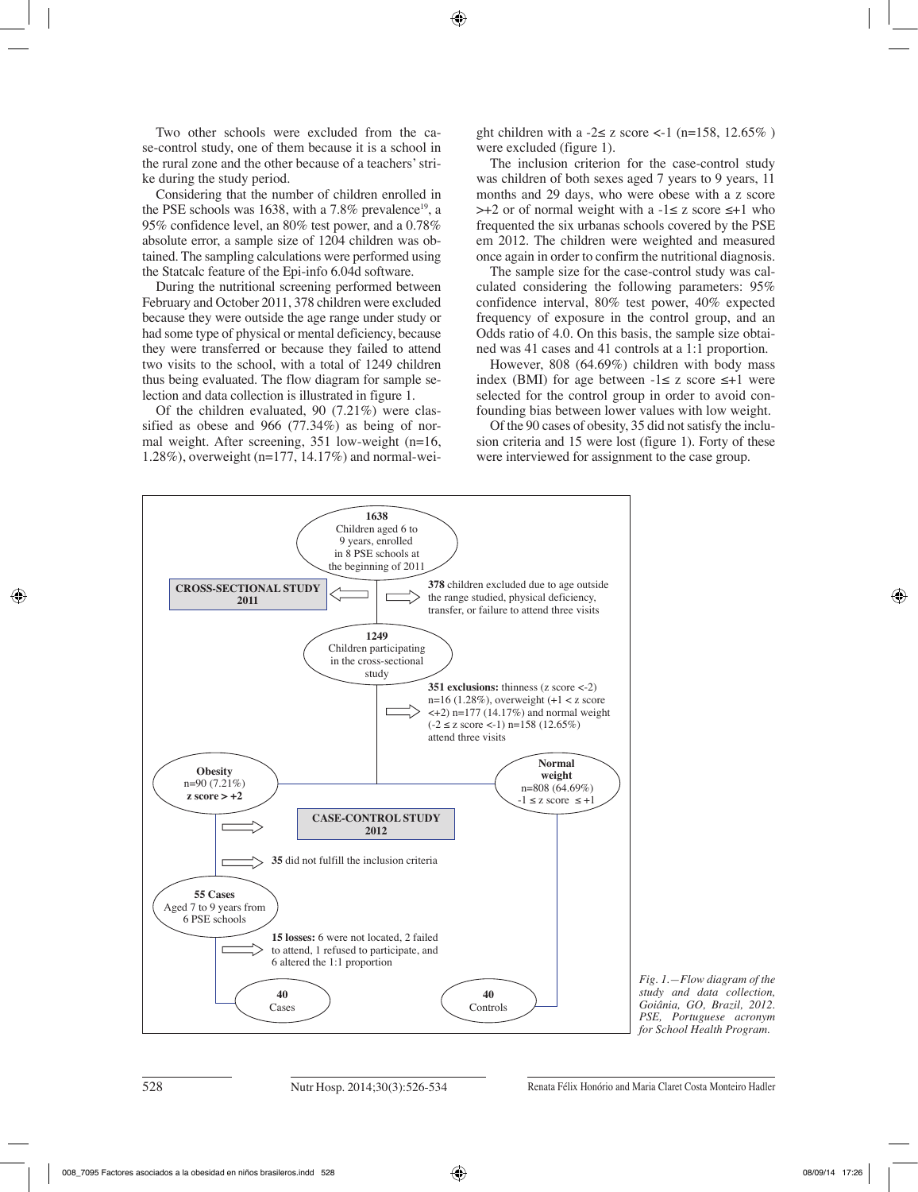Two other schools were excluded from the case-control study, one of them because it is a school in the rural zone and the other because of a teachers' strike during the study period.

Considering that the number of children enrolled in the PSE schools was 1638, with a 7.8% prevalence[19], a 95% confidence level, an 80% test power, and a 0.78% absolute error, a sample size of 1204 children was obtained. The sampling calculations were performed using the Statcalc feature of the Epi-info 6.04d software.

During the nutritional screening performed between February and October 2011, 378 children were excluded because they were outside the age range under study or had some type of physical or mental deficiency, because they were transferred or because they failed to attend two visits to the school, with a total of 1249 children thus being evaluated. The flow diagram for sample selection and data collection is illustrated in figure 1.

Of the children evaluated, 90 (7.21%) were classified as obese and 966 (77.34%) as being of normal weight. After screening, 351 low-weight (n=16, 1.28%), overweight (n=177, 14.17%) and normal-weight children with a -2≤ z score <-1 (n=158, 12.65% ) were excluded (figure 1).

The inclusion criterion for the case-control study was children of both sexes aged 7 years to 9 years, 11 months and 29 days, who were obese with a z score >+2 or of normal weight with a -1≤ z score ≤+1 who frequented the six urbanas schools covered by the PSE em 2012. The children were weighted and measured once again in order to confirm the nutritional diagnosis.

The sample size for the case-control study was calculated considering the following parameters: 95% confidence interval, 80% test power, 40% expected frequency of exposure in the control group, and an Odds ratio of 4.0. On this basis, the sample size obtained was 41 cases and 41 controls at a 1:1 proportion.

However, 808 (64.69%) children with body mass index (BMI) for age between -1≤ z score ≤+1 were selected for the control group in order to avoid confounding bias between lower values with low weight.

Of the 90 cases of obesity, 35 did not satisfy the inclusion criteria and 15 were lost (figure 1). Forty of these were interviewed for assignment to the case group.

**1638** Children aged 6 to 9 years, enrolled in 8 PSE schools at the beginning of 2011

**CROSS-SECTIONAL STUDY 2011**

**378** children excluded due to age outside the range studied, physical deficiency, transfer, or failure to attend three visits

**1249** Children participating in the cross-sectional study

**351 exclusions:** thinness (z score <-2) n=16 (1.28%), overweight (+1 < z score <+2) n=177 (14.17%) and normal weight (-2 ≤ z score <-1) n=158 (12.65%) attend three visits

**Obesity** n=90 (7.21%) **z score > +2**

**Normal weight** n=808 (64.69%) -1 ≤ z score ≤ +1

**CASE-CONTROL STUDY 2012**

**35** did not fulfill the inclusion criteria

**55 Cases** Aged 7 to 9 years from 6 PSE schools

**15 losses:** 6 were not located, 2 failed to attend, 1 refused to participate, and 6 altered the 1:1 proportion

**40** Cases

**40** Controls

*Fig. 1.—Flow diagram of the study and data collection, Goiânia, GO, Brazil, 2012. PSE, Portuguese acronym for School Health Program.*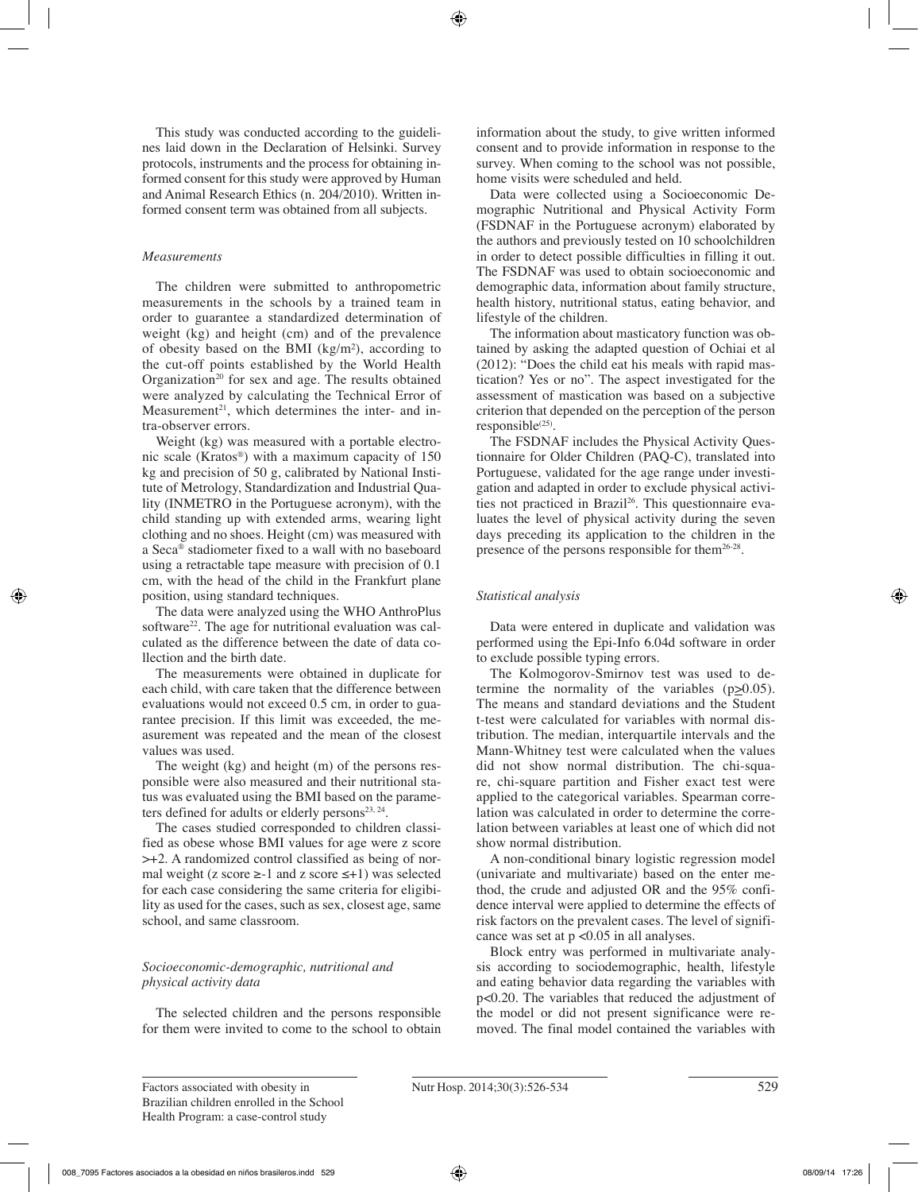This study was conducted according to the guidelines laid down in the Declaration of Helsinki. Survey protocols, instruments and the process for obtaining informed consent for this study were approved by Human and Animal Research Ethics (n. 204/2010). Written informed consent term was obtained from all subjects.

### *Measurements*

The children were submitted to anthropometric measurements in the schools by a trained team in order to guarantee a standardized determination of weight (kg) and height (cm) and of the prevalence of obesity based on the BMI (kg/m$^2$), according to the cut-off points established by the World Health Organization[20] for sex and age. The results obtained were analyzed by calculating the Technical Error of Measurement[21], which determines the inter- and intra-observer errors.

Weight (kg) was measured with a portable electronic scale (Kratos®) with a maximum capacity of 150 kg and precision of 50 g, calibrated by National Institute of Metrology, Standardization and Industrial Quality (INMETRO in the Portuguese acronym), with the child standing up with extended arms, wearing light clothing and no shoes. Height (cm) was measured with a Seca® stadiometer fixed to a wall with no baseboard using a retractable tape measure with precision of 0.1 cm, with the head of the child in the Frankfurt plane position, using standard techniques.

The data were analyzed using the WHO AnthroPlus software[22]. The age for nutritional evaluation was calculated as the difference between the date of data collection and the birth date.

The measurements were obtained in duplicate for each child, with care taken that the difference between evaluations would not exceed 0.5 cm, in order to guarantee precision. If this limit was exceeded, the measurement was repeated and the mean of the closest values was used.

The weight (kg) and height (m) of the persons responsible were also measured and their nutritional status was evaluated using the BMI based on the parameters defined for adults or elderly persons[23, 24].

The cases studied corresponded to children classified as obese whose BMI values for age were z score >+2. A randomized control classified as being of normal weight (z score ≥-1 and z score ≤+1) was selected for each case considering the same criteria for eligibility as used for the cases, such as sex, closest age, same school, and same classroom.

### *Socioeconomic-demographic, nutritional and physical activity data*

The selected children and the persons responsible for them were invited to come to the school to obtain information about the study, to give written informed consent and to provide information in response to the survey. When coming to the school was not possible, home visits were scheduled and held.

Data were collected using a Socioeconomic Demographic Nutritional and Physical Activity Form (FSDNAF in the Portuguese acronym) elaborated by the authors and previously tested on 10 schoolchildren in order to detect possible difficulties in filling it out. The FSDNAF was used to obtain socioeconomic and demographic data, information about family structure, health history, nutritional status, eating behavior, and lifestyle of the children.

The information about masticatory function was obtained by asking the adapted question of Ochiai et al (2012): "Does the child eat his meals with rapid mastication? Yes or no". The aspect investigated for the assessment of mastication was based on a subjective criterion that depended on the perception of the person responsible[25].

The FSDNAF includes the Physical Activity Questionnaire for Older Children (PAQ-C), translated into Portuguese, validated for the age range under investigation and adapted in order to exclude physical activities not practiced in Brazil[26]. This questionnaire evaluates the level of physical activity during the seven days preceding its application to the children in the presence of the persons responsible for them[26-28].

### *Statistical analysis*

Data were entered in duplicate and validation was performed using the Epi-Info 6.04d software in order to exclude possible typing errors.

The Kolmogorov-Smirnov test was used to determine the normality of the variables ($p \geq 0.05$). The means and standard deviations and the Student t-test were calculated for variables with normal distribution. The median, interquartile intervals and the Mann-Whitney test were calculated when the values did not show normal distribution. The chi-square, chi-square partition and Fisher exact test were applied to the categorical variables. Spearman correlation was calculated in order to determine the correlation between variables at least one of which did not show normal distribution.

A non-conditional binary logistic regression model (univariate and multivariate) based on the enter method, the crude and adjusted OR and the 95% confidence interval were applied to determine the effects of risk factors on the prevalent cases. The level of significance was set at $p < 0.05$ in all analyses.

Block entry was performed in multivariate analysis according to sociodemographic, health, lifestyle and eating behavior data regarding the variables with $p < 0.20$. The variables that reduced the adjustment of the model or did not present significance were removed. The final model contained the variables with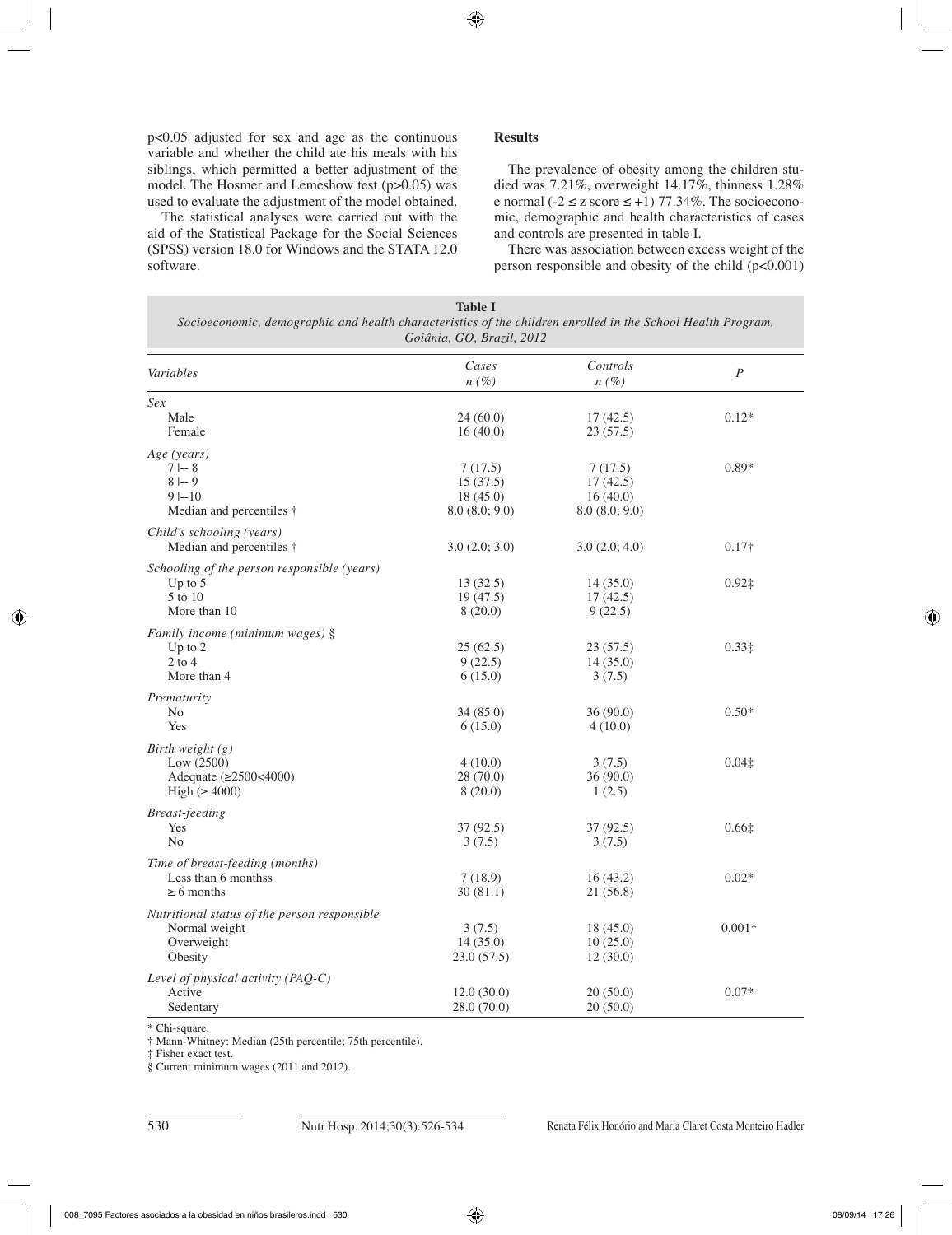p<0.05 adjusted for sex and age as the continuous variable and whether the child ate his meals with his siblings, which permitted a better adjustment of the model. The Hosmer and Lemeshow test (p>0.05) was used to evaluate the adjustment of the model obtained.

The statistical analyses were carried out with the aid of the Statistical Package for the Social Sciences (SPSS) version 18.0 for Windows and the STATA 12.0 software.

## Results

The prevalence of obesity among the children studied was 7.21%, overweight 14.17%, thinness 1.28% e normal ($-2 \leq$ z score $\leq +1$) 77.34%. The socioeconomic, demographic and health characteristics of cases and controls are presented in table I.

There was association between excess weight of the person responsible and obesity of the child (p<0.001)

**Table I**
*Socioeconomic, demographic and health characteristics of the children enrolled in the School Health Program, Goiânia, GO, Brazil, 2012*

| *Variables* | *Cases* *n (%)* | *Controls* *n (%)* | *P* |
|---|---|---|---|
| *Sex* | | | |
| Male | 24 (60.0) | 17 (42.5) | 0.12* |
| Female | 16 (40.0) | 23 (57.5) | |
| *Age (years)* | | | |
| 7 \|-- 8 | 7 (17.5) | 7 (17.5) | 0.89* |
| 8 \|-- 9 | 15 (37.5) | 17 (42.5) | |
| 9 \|--10 | 18 (45.0) | 16 (40.0) | |
| Median and percentiles † | 8.0 (8.0; 9.0) | 8.0 (8.0; 9.0) | |
| *Child's schooling (years)* | | | |
| Median and percentiles † | 3.0 (2.0; 3.0) | 3.0 (2.0; 4.0) | 0.17† |
| *Schooling of the person responsible (years)* | | | |
| Up to 5 | 13 (32.5) | 14 (35.0) | 0.92‡ |
| 5 to 10 | 19 (47.5) | 17 (42.5) | |
| More than 10 | 8 (20.0) | 9 (22.5) | |
| *Family income (minimum wages)* § | | | |
| Up to 2 | 25 (62.5) | 23 (57.5) | 0.33‡ |
| 2 to 4 | 9 (22.5) | 14 (35.0) | |
| More than 4 | 6 (15.0) | 3 (7.5) | |
| *Prematurity* | | | |
| No | 34 (85.0) | 36 (90.0) | 0.50* |
| Yes | 6 (15.0) | 4 (10.0) | |
| *Birth weight (g)* | | | |
| Low (2500) | 4 (10.0) | 3 (7.5) | 0.04‡ |
| Adequate (≥2500<4000) | 28 (70.0) | 36 (90.0) | |
| High (≥ 4000) | 8 (20.0) | 1 (2.5) | |
| *Breast-feeding* | | | |
| Yes | 37 (92.5) | 37 (92.5) | 0.66‡ |
| No | 3 (7.5) | 3 (7.5) | |
| *Time of breast-feeding (months)* | | | |
| Less than 6 monthss | 7 (18.9) | 16 (43.2) | 0.02* |
| ≥ 6 months | 30 (81.1) | 21 (56.8) | |
| *Nutritional status of the person responsible* | | | |
| Normal weight | 3 (7.5) | 18 (45.0) | 0.001* |
| Overweight | 14 (35.0) | 10 (25.0) | |
| Obesity | 23.0 (57.5) | 12 (30.0) | |
| *Level of physical activity (PAQ-C)* | | | |
| Active | 12.0 (30.0) | 20 (50.0) | 0.07* |
| Sedentary | 28.0 (70.0) | 20 (50.0) | |

\* Chi-square.
† Mann-Whitney: Median (25th percentile; 75th percentile).
‡ Fisher exact test.
§ Current minimum wages (2011 and 2012).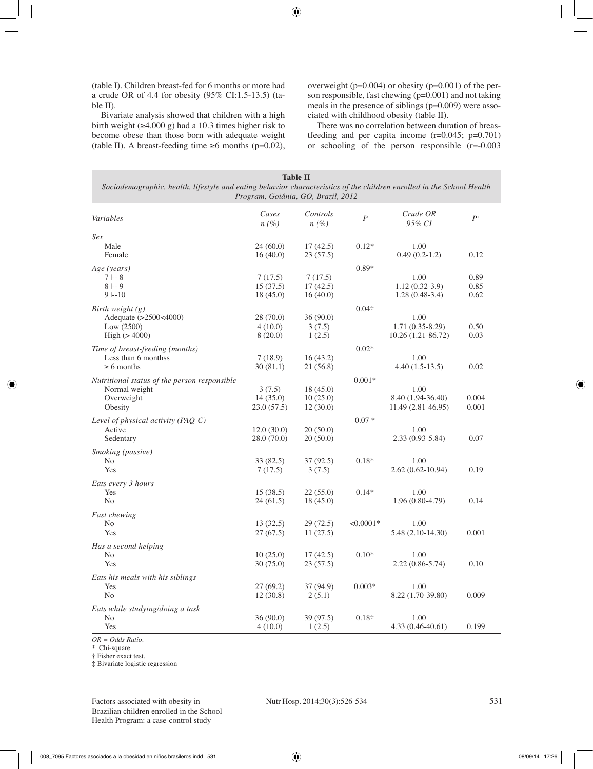(table I). Children breast-fed for 6 months or more had a crude OR of 4.4 for obesity (95% CI:1.5-13.5) (table II).

Bivariate analysis showed that children with a high birth weight (≥4.000 g) had a 10.3 times higher risk to become obese than those born with adequate weight (table II). A breast-feeding time ≥6 months (p=0.02), overweight (p=0.004) or obesity (p=0.001) of the person responsible, fast chewing (p=0.001) and not taking meals in the presence of siblings (p=0.009) were associated with childhood obesity (table II).

There was no correlation between duration of breastfeeding and per capita income (r=0.045; p=0.701) or schooling of the person responsible (r=-0.003

**Table II**
*Sociodemographic, health, lifestyle and eating behavior characteristics of the children enrolled in the School Health Program, Goiânia, GO, Brazil, 2012*

| *Variables* | *Cases n (%)* | *Controls n (%)* | *P* | *Crude OR 95% CI* | *P*⁺ |
|---|---|---|---|---|---|
| *Sex* | | | | | |
| Male | 24 (60.0) | 17 (42.5) | 0.12* | 1.00 | |
| Female | 16 (40.0) | 23 (57.5) | | 0.49 (0.2-1.2) | 0.12 |
| *Age (years)* | | | 0.89* | | |
| 7 \|-- 8 | 7 (17.5) | 7 (17.5) | | 1.00 | 0.89 |
| 8 \|-- 9 | 15 (37.5) | 17 (42.5) | | 1.12 (0.32-3.9) | 0.85 |
| 9 \|--10 | 18 (45.0) | 16 (40.0) | | 1.28 (0.48-3.4) | 0.62 |
| *Birth weight (g)* | | | 0.04† | | |
| Adequate (>2500<4000) | 28 (70.0) | 36 (90.0) | | 1.00 | |
| Low (2500) | 4 (10.0) | 3 (7.5) | | 1.71 (0.35-8.29) | 0.50 |
| High (> 4000) | 8 (20.0) | 1 (2.5) | | 10.26 (1.21-86.72) | 0.03 |
| *Time of breast-feeding (months)* | | | 0.02* | | |
| Less than 6 monthss | 7 (18.9) | 16 (43.2) | | 1.00 | |
| ≥ 6 months | 30 (81.1) | 21 (56.8) | | 4.40 (1.5-13.5) | 0.02 |
| *Nutritional status of the person responsible* | | | 0.001* | | |
| Normal weight | 3 (7.5) | 18 (45.0) | | 1.00 | |
| Overweight | 14 (35.0) | 10 (25.0) | | 8.40 (1.94-36.40) | 0.004 |
| Obesity | 23.0 (57.5) | 12 (30.0) | | 11.49 (2.81-46.95) | 0.001 |
| *Level of physical activity (PAQ-C)* | | | 0.07 * | | |
| Active | 12.0 (30.0) | 20 (50.0) | | 1.00 | |
| Sedentary | 28.0 (70.0) | 20 (50.0) | | 2.33 (0.93-5.84) | 0.07 |
| *Smoking (passive)* | | | | | |
| No | 33 (82.5) | 37 (92.5) | 0.18* | 1.00 | |
| Yes | 7 (17.5) | 3 (7.5) | | 2.62 (0.62-10.94) | 0.19 |
| *Eats every 3 hours* | | | | | |
| Yes | 15 (38.5) | 22 (55.0) | 0.14* | 1.00 | |
| No | 24 (61.5) | 18 (45.0) | | 1.96 (0.80-4.79) | 0.14 |
| *Fast chewing* | | | | | |
| No | 13 (32.5) | 29 (72.5) | <0.0001* | 1.00 | |
| Yes | 27 (67.5) | 11 (27.5) | | 5.48 (2.10-14.30) | 0.001 |
| *Has a second helping* | | | | | |
| No | 10 (25.0) | 17 (42.5) | 0.10* | 1.00 | |
| Yes | 30 (75.0) | 23 (57.5) | | 2.22 (0.86-5.74) | 0.10 |
| *Eats his meals with his siblings* | | | | | |
| Yes | 27 (69.2) | 37 (94.9) | 0.003* | 1.00 | |
| No | 12 (30.8) | 2 (5.1) | | 8.22 (1.70-39.80) | 0.009 |
| *Eats while studying/doing a task* | | | | | |
| No | 36 (90.0) | 39 (97.5) | 0.18† | 1.00 | |
| Yes | 4 (10.0) | 1 (2.5) | | 4.33 (0.46-40.61) | 0.199 |

*OR = Odds Ratio.*
\* Chi-square.
† Fisher exact test.
‡ Bivariate logistic regression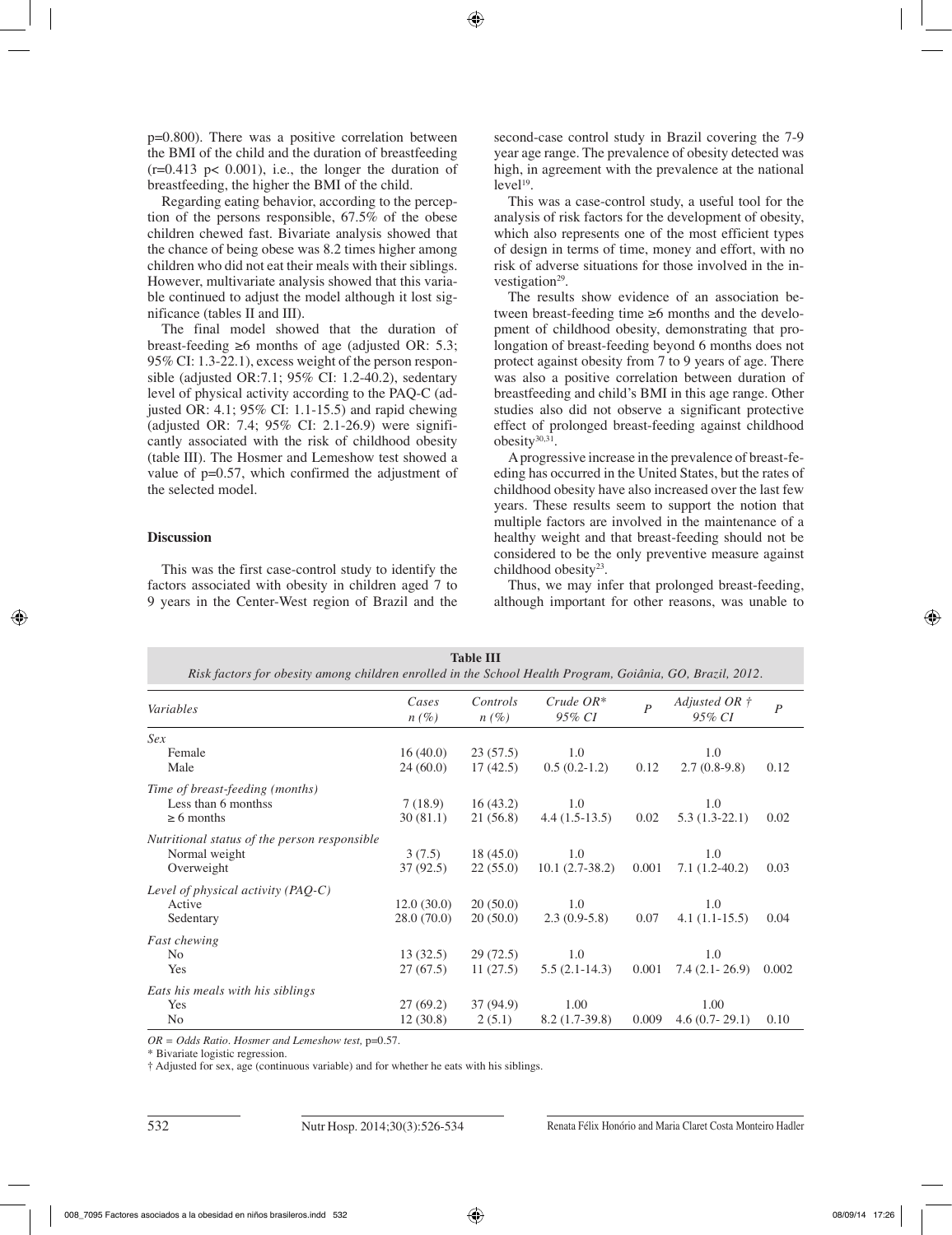p=0.800). There was a positive correlation between the BMI of the child and the duration of breastfeeding ($r=0.413$ $p< 0.001$), i.e., the longer the duration of breastfeeding, the higher the BMI of the child.

Regarding eating behavior, according to the perception of the persons responsible, 67.5% of the obese children chewed fast. Bivariate analysis showed that the chance of being obese was 8.2 times higher among children who did not eat their meals with their siblings. However, multivariate analysis showed that this variable continued to adjust the model although it lost significance (tables II and III).

The final model showed that the duration of breast-feeding ≥6 months of age (adjusted OR: 5.3; 95% CI: 1.3-22.1), excess weight of the person responsible (adjusted OR:7.1; 95% CI: 1.2-40.2), sedentary level of physical activity according to the PAQ-C (adjusted OR: 4.1; 95% CI: 1.1-15.5) and rapid chewing (adjusted OR: 7.4; 95% CI: 2.1-26.9) were significantly associated with the risk of childhood obesity (table III). The Hosmer and Lemeshow test showed a value of p=0.57, which confirmed the adjustment of the selected model.

## Discussion

This was the first case-control study to identify the factors associated with obesity in children aged 7 to 9 years in the Center-West region of Brazil and the second-case control study in Brazil covering the 7-9 year age range. The prevalence of obesity detected was high, in agreement with the prevalence at the national level[19].

This was a case-control study, a useful tool for the analysis of risk factors for the development of obesity, which also represents one of the most efficient types of design in terms of time, money and effort, with no risk of adverse situations for those involved in the investigation[29].

The results show evidence of an association between breast-feeding time ≥6 months and the development of childhood obesity, demonstrating that prolongation of breast-feeding beyond 6 months does not protect against obesity from 7 to 9 years of age. There was also a positive correlation between duration of breastfeeding and child's BMI in this age range. Other studies also did not observe a significant protective effect of prolonged breast-feeding against childhood obesity[30,31].

A progressive increase in the prevalence of breast-feeding has occurred in the United States, but the rates of childhood obesity have also increased over the last few years. These results seem to support the notion that multiple factors are involved in the maintenance of a healthy weight and that breast-feeding should not be considered to be the only preventive measure against childhood obesity[23].

Thus, we may infer that prolonged breast-feeding, although important for other reasons, was unable to

**Table III**
*Risk factors for obesity among children enrolled in the School Health Program, Goiânia, GO, Brazil, 2012.*

| *Variables* | *Cases n (%)* | *Controls n (%)* | *Crude OR* 95% CI* | *P* | *Adjusted OR † 95% CI* | *P* |
|---|---|---|---|---|---|---|
| *Sex* | | | | | | |
| Female | 16 (40.0) | 23 (57.5) | 1.0 | | 1.0 | |
| Male | 24 (60.0) | 17 (42.5) | 0.5 (0.2-1.2) | 0.12 | 2.7 (0.8-9.8) | 0.12 |
| *Time of breast-feeding (months)* | | | | | | |
| Less than 6 monthss | 7 (18.9) | 16 (43.2) | 1.0 | | 1.0 | |
| ≥ 6 months | 30 (81.1) | 21 (56.8) | 4.4 (1.5-13.5) | 0.02 | 5.3 (1.3-22.1) | 0.02 |
| *Nutritional status of the person responsible* | | | | | | |
| Normal weight | 3 (7.5) | 18 (45.0) | 1.0 | | 1.0 | |
| Overweight | 37 (92.5) | 22 (55.0) | 10.1 (2.7-38.2) | 0.001 | 7.1 (1.2-40.2) | 0.03 |
| *Level of physical activity (PAQ-C)* | | | | | | |
| Active | 12.0 (30.0) | 20 (50.0) | 1.0 | | 1.0 | |
| Sedentary | 28.0 (70.0) | 20 (50.0) | 2.3 (0.9-5.8) | 0.07 | 4.1 (1.1-15.5) | 0.04 |
| *Fast chewing* | | | | | | |
| No | 13 (32.5) | 29 (72.5) | 1.0 | | 1.0 | |
| Yes | 27 (67.5) | 11 (27.5) | 5.5 (2.1-14.3) | 0.001 | 7.4 (2.1- 26.9) | 0.002 |
| *Eats his meals with his siblings* | | | | | | |
| Yes | 27 (69.2) | 37 (94.9) | 1.00 | | 1.00 | |
| No | 12 (30.8) | 2 (5.1) | 8.2 (1.7-39.8) | 0.009 | 4.6 (0.7- 29.1) | 0.10 |

*OR = Odds Ratio. Hosmer and Lemeshow test,* p=0.57.
\* Bivariate logistic regression.
† Adjusted for sex, age (continuous variable) and for whether he eats with his siblings.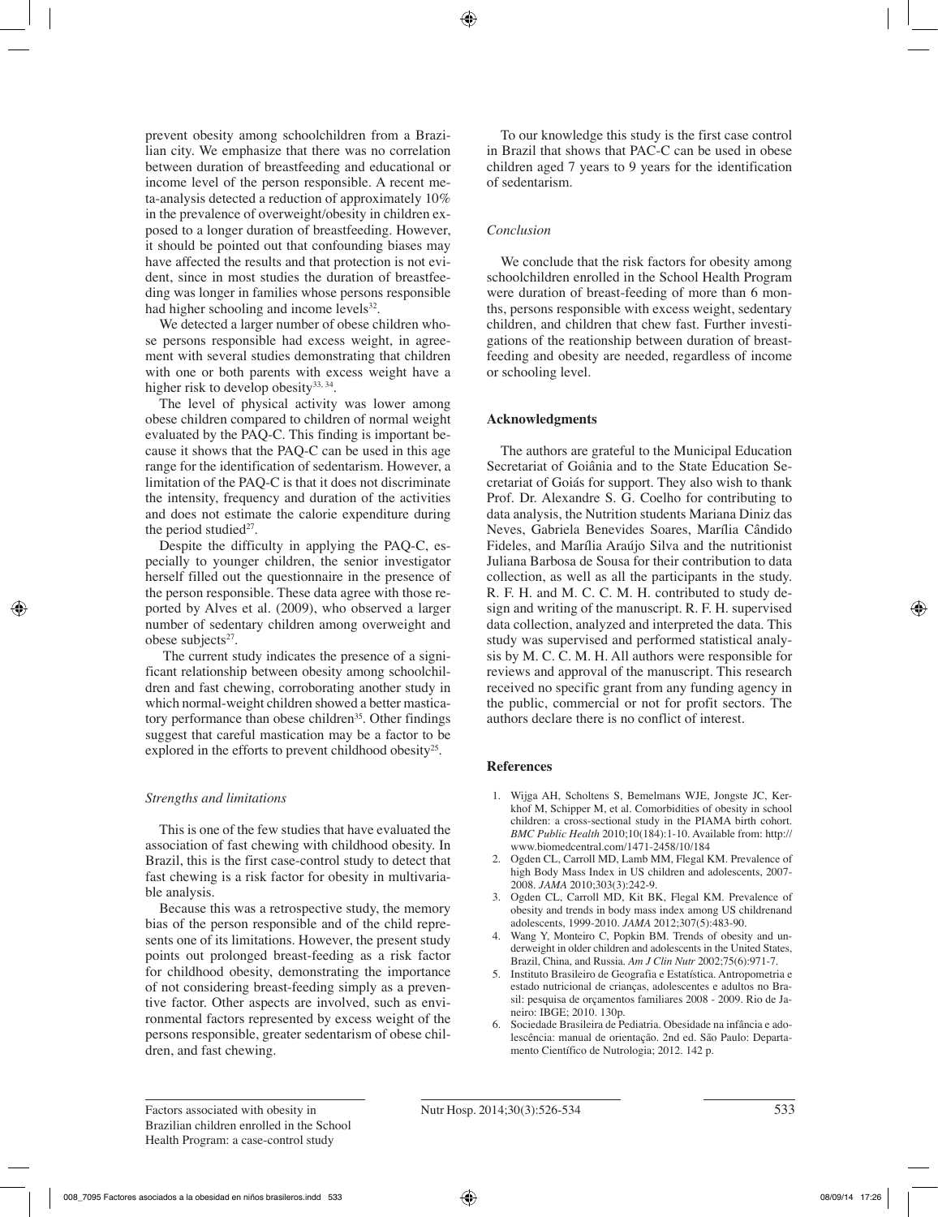prevent obesity among schoolchildren from a Brazilian city. We emphasize that there was no correlation between duration of breastfeeding and educational or income level of the person responsible. A recent meta-analysis detected a reduction of approximately 10% in the prevalence of overweight/obesity in children exposed to a longer duration of breastfeeding. However, it should be pointed out that confounding biases may have affected the results and that protection is not evident, since in most studies the duration of breastfeeding was longer in families whose persons responsible had higher schooling and income levels[32].

We detected a larger number of obese children whose persons responsible had excess weight, in agreement with several studies demonstrating that children with one or both parents with excess weight have a higher risk to develop obesity[33, 34].

The level of physical activity was lower among obese children compared to children of normal weight evaluated by the PAQ-C. This finding is important because it shows that the PAQ-C can be used in this age range for the identification of sedentarism. However, a limitation of the PAQ-C is that it does not discriminate the intensity, frequency and duration of the activities and does not estimate the calorie expenditure during the period studied[27].

Despite the difficulty in applying the PAQ-C, especially to younger children, the senior investigator herself filled out the questionnaire in the presence of the person responsible. These data agree with those reported by Alves et al. (2009), who observed a larger number of sedentary children among overweight and obese subjects[27].

The current study indicates the presence of a significant relationship between obesity among schoolchildren and fast chewing, corroborating another study in which normal-weight children showed a better masticatory performance than obese children[35]. Other findings suggest that careful mastication may be a factor to be explored in the efforts to prevent childhood obesity[25].

### *Strengths and limitations*

This is one of the few studies that have evaluated the association of fast chewing with childhood obesity. In Brazil, this is the first case-control study to detect that fast chewing is a risk factor for obesity in multivariable analysis.

Because this was a retrospective study, the memory bias of the person responsible and of the child represents one of its limitations. However, the present study points out prolonged breast-feeding as a risk factor for childhood obesity, demonstrating the importance of not considering breast-feeding simply as a preventive factor. Other aspects are involved, such as environmental factors represented by excess weight of the persons responsible, greater sedentarism of obese children, and fast chewing.

To our knowledge this study is the first case control in Brazil that shows that PAC-C can be used in obese children aged 7 years to 9 years for the identification of sedentarism.

### *Conclusion*

We conclude that the risk factors for obesity among schoolchildren enrolled in the School Health Program were duration of breast-feeding of more than 6 months, persons responsible with excess weight, sedentary children, and children that chew fast. Further investigations of the reationship between duration of breastfeeding and obesity are needed, regardless of income or schooling level.

## Acknowledgments

The authors are grateful to the Municipal Education Secretariat of Goiânia and to the State Education Secretariat of Goiás for support. They also wish to thank Prof. Dr. Alexandre S. G. Coelho for contributing to data analysis, the Nutrition students Mariana Diniz das Neves, Gabriela Benevides Soares, Marília Cândido Fideles, and Marília Araújo Silva and the nutritionist Juliana Barbosa de Sousa for their contribution to data collection, as well as all the participants in the study. R. F. H. and M. C. C. M. H. contributed to study design and writing of the manuscript. R. F. H. supervised data collection, analyzed and interpreted the data. This study was supervised and performed statistical analysis by M. C. C. M. H. All authors were responsible for reviews and approval of the manuscript. This research received no specific grant from any funding agency in the public, commercial or not for profit sectors. The authors declare there is no conflict of interest.

## References

1. Wijga AH, Scholtens S, Bemelmans WJE, Jongste JC, Kerkhof M, Schipper M, et al. Comorbidities of obesity in school children: a cross-sectional study in the PIAMA birth cohort. *BMC Public Health* 2010;10(184):1-10. Available from: http://www.biomedcentral.com/1471-2458/10/184
2. Ogden CL, Carroll MD, Lamb MM, Flegal KM. Prevalence of high Body Mass Index in US children and adolescents, 2007-2008. *JAMA* 2010;303(3):242-9.
3. Ogden CL, Carroll MD, Kit BK, Flegal KM. Prevalence of obesity and trends in body mass index among US childrenand adolescents, 1999-2010. *JAMA* 2012;307(5):483-90.
4. Wang Y, Monteiro C, Popkin BM. Trends of obesity and underweight in older children and adolescents in the United States, Brazil, China, and Russia. *Am J Clin Nutr* 2002;75(6):971-7.
5. Instituto Brasileiro de Geografia e Estatística. Antropometria e estado nutricional de crianças, adolescentes e adultos no Brasil: pesquisa de orçamentos familiares 2008 - 2009. Rio de Janeiro: IBGE; 2010. 130p.
6. Sociedade Brasileira de Pediatria. Obesidade na infância e adolescência: manual de orientação. 2nd ed. São Paulo: Departamento Científico de Nutrologia; 2012. 142 p.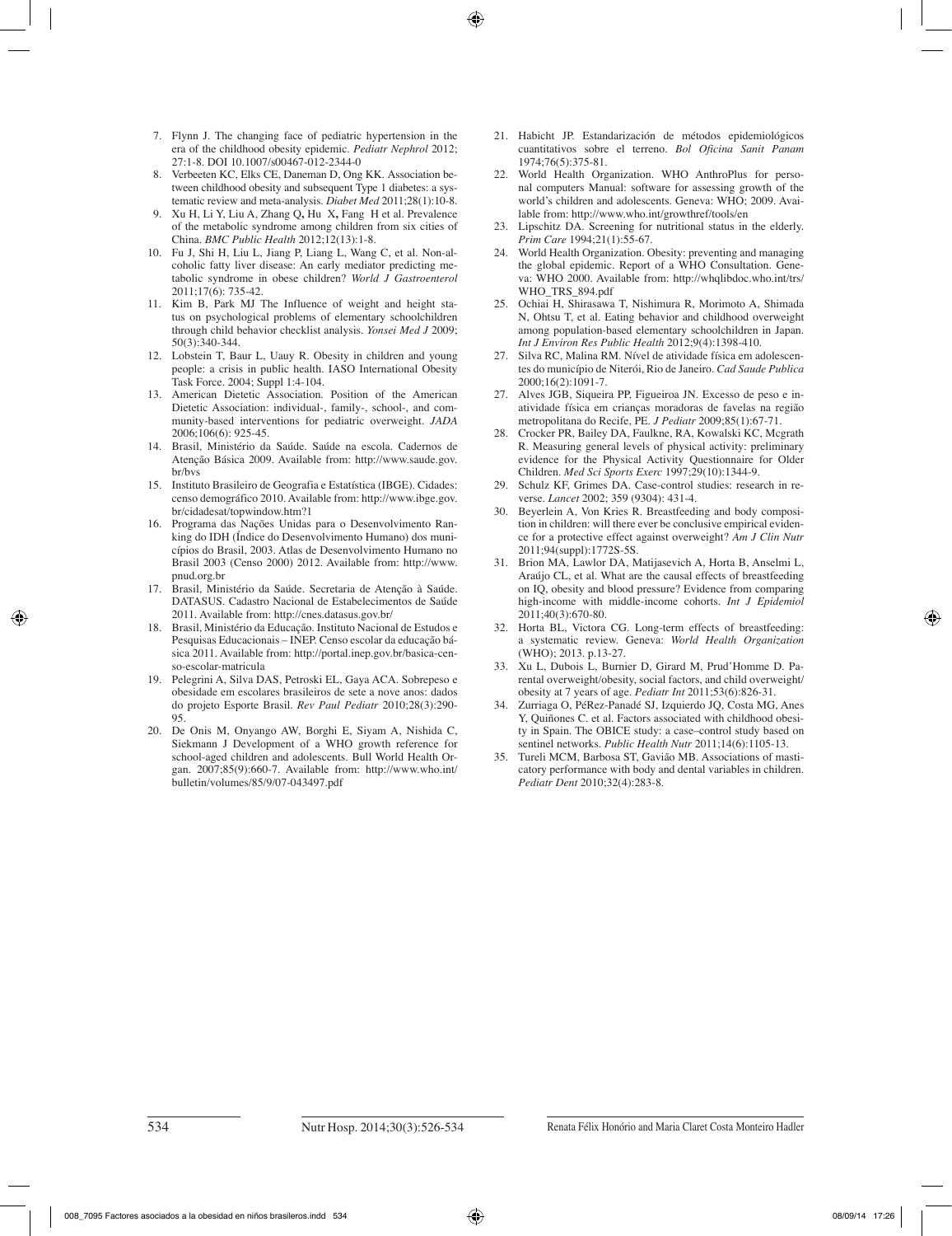7. Flynn J. The changing face of pediatric hypertension in the era of the childhood obesity epidemic. *Pediatr Nephrol* 2012; 27:1-8. DOI 10.1007/s00467-012-2344-0
8. Verbeeten KC, Elks CE, Daneman D, Ong KK. Association between childhood obesity and subsequent Type 1 diabetes: a systematic review and meta-analysis. *Diabet Med* 2011;28(1):10-8.
9. Xu H, Li Y, Liu A, Zhang Q**,** Hu X**,** Fang H et al. Prevalence of the metabolic syndrome among children from six cities of China. *BMC Public Health* 2012;12(13):1-8.
10. Fu J, Shi H, Liu L, Jiang P, Liang L, Wang C, et al. Non-alcoholic fatty liver disease: An early mediator predicting metabolic syndrome in obese children? *World J Gastroenterol* 2011;17(6): 735-42.
11. Kim B, Park MJ The Influence of weight and height status on psychological problems of elementary schoolchildren through child behavior checklist analysis. *Yonsei Med J* 2009; 50(3):340-344.
12. Lobstein T, Baur L, Uauy R. Obesity in children and young people: a crisis in public health. IASO International Obesity Task Force. 2004; Suppl 1:4-104.
13. American Dietetic Association. Position of the American Dietetic Association: individual-, family-, school-, and community-based interventions for pediatric overweight. *JADA* 2006;106(6): 925-45.
14. Brasil, Ministério da Saúde. Saúde na escola. Cadernos de Atenção Básica 2009. Available from: http://www.saude.gov.br/bvs
15. Instituto Brasileiro de Geografia e Estatística (IBGE). Cidades: censo demográfico 2010. Available from: http://www.ibge.gov.br/cidadesat/topwindow.htm?1
16. Programa das Nações Unidas para o Desenvolvimento Ranking do IDH (Índice do Desenvolvimento Humano) dos municípios do Brasil, 2003. Atlas de Desenvolvimento Humano no Brasil 2003 (Censo 2000) 2012. Available from: http://www.pnud.org.br
17. Brasil, Ministério da Saúde. Secretaria de Atenção à Saúde. DATASUS. Cadastro Nacional de Estabelecimentos de Saúde 2011. Available from: http://cnes.datasus.gov.br/
18. Brasil, Ministério da Educação. Instituto Nacional de Estudos e Pesquisas Educacionais – INEP. Censo escolar da educação básica 2011. Available from: http://portal.inep.gov.br/basica-censo-escolar-matricula
19. Pelegrini A, Silva DAS, Petroski EL, Gaya ACA. Sobrepeso e obesidade em escolares brasileiros de sete a nove anos: dados do projeto Esporte Brasil. *Rev Paul Pediatr* 2010;28(3):290-95.
20. De Onis M, Onyango AW, Borghi E, Siyam A, Nishida C, Siekmann J Development of a WHO growth reference for school-aged children and adolescents. Bull World Health Organ. 2007;85(9):660-7. Available from: http://www.who.int/bulletin/volumes/85/9/07-043497.pdf
21. Habicht JP. Estandarización de métodos epidemiológicos cuantitativos sobre el terreno. *Bol Oficina Sanit Panam* 1974;76(5):375-81.
22. World Health Organization. WHO AnthroPlus for personal computers Manual: software for assessing growth of the world's children and adolescents. Geneva: WHO; 2009. Available from: http://www.who.int/growthref/tools/en
23. Lipschitz DA. Screening for nutritional status in the elderly. *Prim Care* 1994;21(1):55-67.
24. World Health Organization. Obesity: preventing and managing the global epidemic. Report of a WHO Consultation. Geneva: WHO 2000. Available from: http://whqlibdoc.who.int/trs/WHO_TRS_894.pdf
25. Ochiai H, Shirasawa T, Nishimura R, Morimoto A, Shimada N, Ohtsu T, et al. Eating behavior and childhood overweight among population-based elementary schoolchildren in Japan. *Int J Environ Res Public Health* 2012;9(4):1398-410.
27. Silva RC, Malina RM. Nível de atividade física em adolescentes do município de Niterói, Rio de Janeiro. *Cad Saude Publica* 2000;16(2):1091-7.
27. Alves JGB, Siqueira PP, Figueiroa JN. Excesso de peso e inatividade física em crianças moradoras de favelas na região metropolitana do Recife, PE. *J Pediatr* 2009;85(1):67-71.
28. Crocker PR, Bailey DA, Faulkne, RA, Kowalski KC, Mcgrath R. Measuring general levels of physical activity: preliminary evidence for the Physical Activity Questionnaire for Older Children. *Med Sci Sports Exerc* 1997;29(10):1344-9.
29. Schulz KF, Grimes DA. Case-control studies: research in reverse. *Lancet* 2002; 359 (9304): 431-4.
30. Beyerlein A, Von Kries R. Breastfeeding and body composition in children: will there ever be conclusive empirical evidence for a protective effect against overweight? *Am J Clin Nutr* 2011;94(suppl):1772S-5S.
31. Brion MA, Lawlor DA, Matijasevich A, Horta B, Anselmi L, Araújo CL, et al. What are the causal effects of breastfeeding on IQ, obesity and blood pressure? Evidence from comparing high-income with middle-income cohorts. *Int J Epidemiol* 2011;40(3):670-80.
32. Horta BL, Victora CG. Long-term effects of breastfeeding: a systematic review. Geneva: *World Health Organization* (WHO); 2013. p.13-27.
33. Xu L, Dubois L, Burnier D, Girard M, Prud'Homme D. Parental overweight/obesity, social factors, and child overweight/obesity at 7 years of age. *Pediatr Int* 2011;53(6):826-31.
34. Zurriaga O, PéRez-Panadé SJ, Izquierdo JQ, Costa MG, Anes Y, Quiñones C. et al. Factors associated with childhood obesity in Spain. The OBICE study: a case–control study based on sentinel networks. *Public Health Nutr* 2011;14(6):1105-13.
35. Tureli MCM, Barbosa ST, Gavião MB. Associations of masticatory performance with body and dental variables in children. *Pediatr Dent* 2010;32(4):283-8.